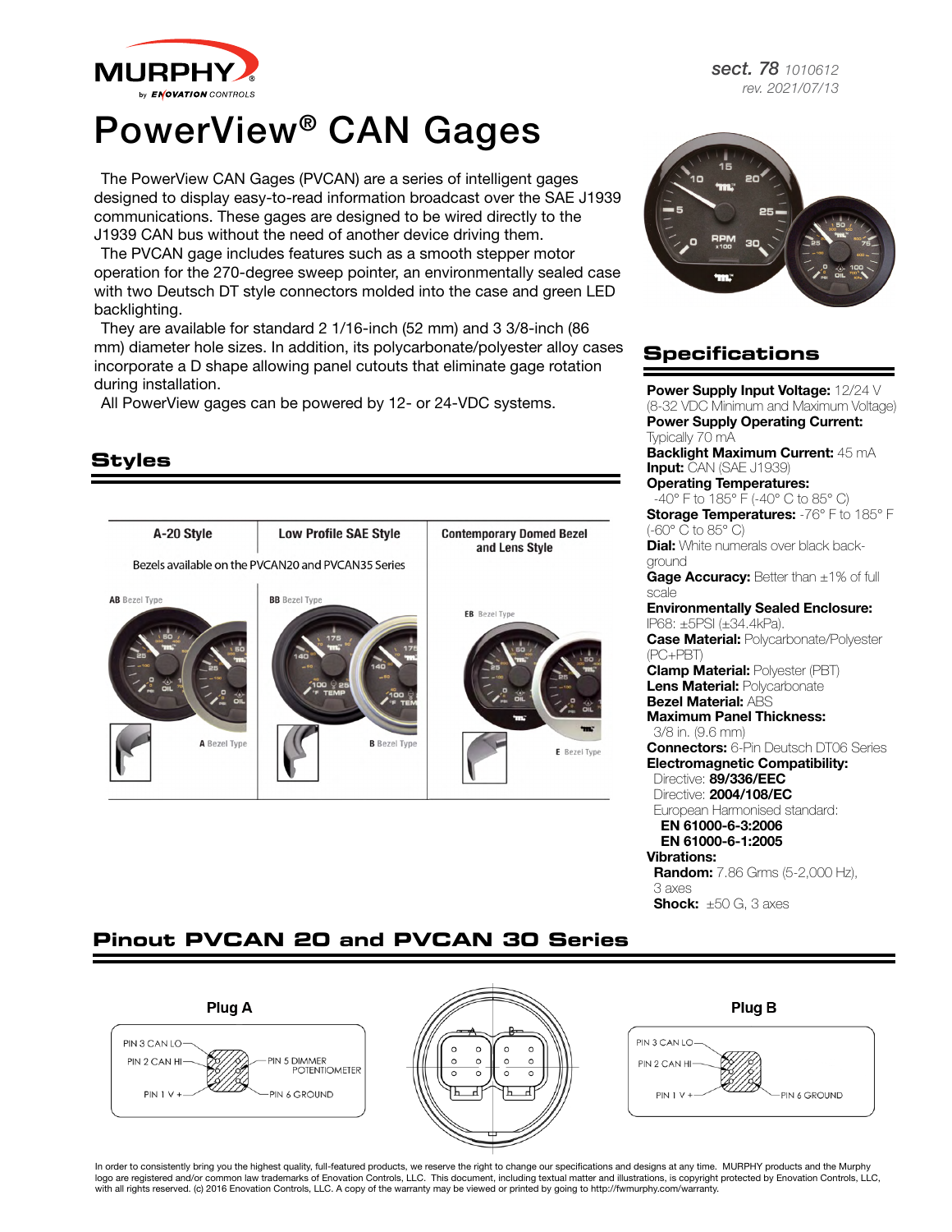# PowerView® CAN Gages

*sect. 78* 1010612
rev. 2021/07/13

The PowerView CAN Gages (PVCAN) are a series of intelligent gages designed to display easy-to-read information broadcast over the SAE J1939 communications. These gages are designed to be wired directly to the J1939 CAN bus without the need of another device driving them.

The PVCAN gage includes features such as a smooth stepper motor operation for the 270-degree sweep pointer, an environmentally sealed case with two Deutsch DT style connectors molded into the case and green LED backlighting.

They are available for standard 2 1/16-inch (52 mm) and 3 3/8-inch (86 mm) diameter hole sizes. In addition, its polycarbonate/polyester alloy cases incorporate a D shape allowing panel cutouts that eliminate gage rotation during installation.

All PowerView gages can be powered by 12- or 24-VDC systems.

## Styles

| A-20 Style | Low Profile SAE Style | Contemporary Domed Bezel and Lens Style |
|---|---|---|
| Bezels available on the PVCAN20 and PVCAN35 Series | | |
| AB Bezel Type / A Bezel Type | BB Bezel Type / B Bezel Type | EB Bezel Type / E Bezel Type |

## Specifications

**Power Supply Input Voltage:** 12/24 V (8-32 VDC Minimum and Maximum Voltage)
**Power Supply Operating Current:** Typically 70 mA
**Backlight Maximum Current:** 45 mA
**Input:** CAN (SAE J1939)
**Operating Temperatures:** -40° F to 185° F (-40° C to 85° C)
**Storage Temperatures:** -76° F to 185° F (-60° C to 85° C)
**Dial:** White numerals over black background
**Gage Accuracy:** Better than ±1% of full scale
**Environmentally Sealed Enclosure:** IP68: ±5PSI (±34.4kPa).
**Case Material:** Polycarbonate/Polyester (PC+PBT)
**Clamp Material:** Polyester (PBT)
**Lens Material:** Polycarbonate
**Bezel Material:** ABS
**Maximum Panel Thickness:** 3/8 in. (9.6 mm)
**Connectors:** 6-Pin Deutsch DT06 Series
**Electromagnetic Compatibility:**
Directive: **89/336/EEC**
Directive: **2004/108/EC**
European Harmonised standard:
**EN 61000-6-3:2006**
**EN 61000-6-1:2005**
**Vibrations:**
**Random:** 7.86 Grms (5-2,000 Hz), 3 axes
**Shock:** ±50 G, 3 axes

## Pinout PVCAN 20 and PVCAN 30 Series

**Plug A**

- PIN 3 CAN LO
- PIN 2 CAN HI
- PIN 1 V +
- PIN 5 DIMMER POTENTIOMETER
- PIN 6 GROUND

**Plug B**

- PIN 3 CAN LO
- PIN 2 CAN HI
- PIN 1 V +
- PIN 6 GROUND

In order to consistently bring you the highest quality, full-featured products, we reserve the right to change our specifications and designs at any time. MURPHY products and the Murphy logo are registered and/or common law trademarks of Enovation Controls, LLC. This document, including textual matter and illustrations, is copyright protected by Enovation Controls, LLC, with all rights reserved. (c) 2016 Enovation Controls, LLC. A copy of the warranty may be viewed or printed by going to http://fwmurphy.com/warranty.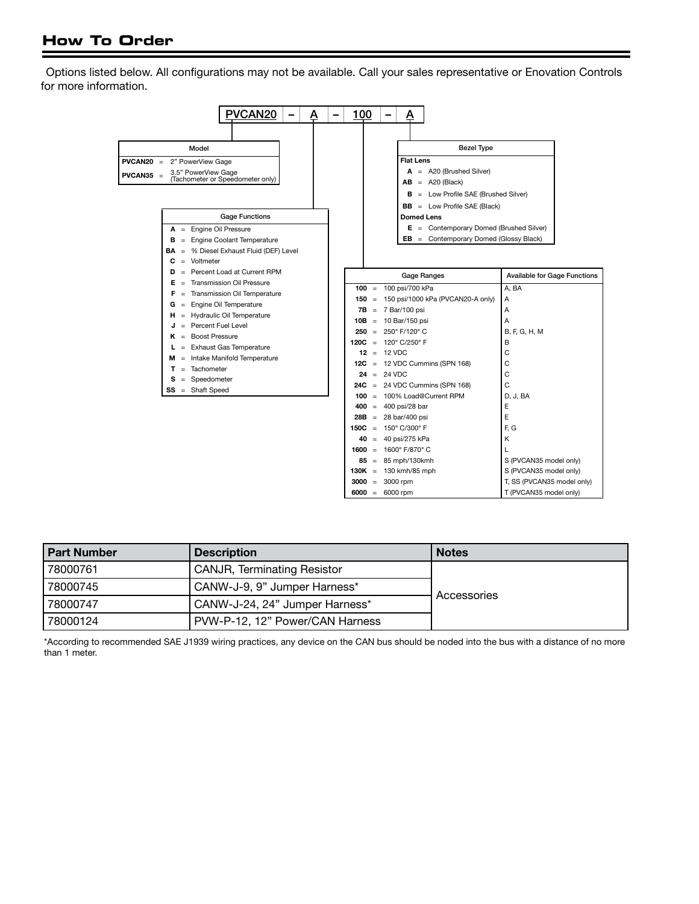## How To Order

Options listed below. All configurations may not be available. Call your sales representative or Enovation Controls for more information.

PVCAN20 – A – 100 – A

| Model | |
|---|---|
| **PVCAN20** = | 2" PowerView Gage |
| **PVCAN35** = | 3.5" PowerView Gage (Tachometer or Speedometer only) |

| Gage Functions | |
|---|---|
| **A** = | Engine Oil Pressure |
| **B** = | Engine Coolant Temperature |
| **BA** = | % Diesel Exhaust Fluid (DEF) Level |
| **C** = | Voltmeter |
| **D** = | Percent Load at Current RPM |
| **E** = | Transmission Oil Pressure |
| **F** = | Transmission Oil Temperature |
| **G** = | Engine Oil Temperature |
| **H** = | Hydraulic Oil Temperature |
| **J** = | Percent Fuel Level |
| **K** = | Boost Pressure |
| **L** = | Exhaust Gas Temperature |
| **M** = | Intake Manifold Temperature |
| **T** = | Tachometer |
| **S** = | Speedometer |
| **SS** = | Shaft Speed |

| Bezel Type | |
|---|---|
| **Flat Lens** | |
| **A** = | A20 (Brushed Silver) |
| **AB** = | A20 (Black) |
| **B** = | Low Profile SAE (Brushed Silver) |
| **BB** = | Low Profile SAE (Black) |
| **Domed Lens** | |
| **E** = | Contemporary Domed (Brushed Silver) |
| **EB** = | Contemporary Domed (Glossy Black) |

| Gage Ranges | | Available for Gage Functions |
|---|---|---|
| **100** = | 100 psi/700 kPa | A, BA |
| **150** = | 150 psi/1000 kPa (PVCAN20-A only) | A |
| **7B** = | 7 Bar/100 psi | A |
| **10B** = | 10 Bar/150 psi | A |
| **250** = | 250° F/120° C | B, F, G, H, M |
| **120C** = | 120° C/250° F | B |
| **12** = | 12 VDC | C |
| **12C** = | 12 VDC Cummins (SPN 168) | C |
| **24** = | 24 VDC | C |
| **24C** = | 24 VDC Cummins (SPN 168) | C |
| **100** = | 100% Load@Current RPM | D, J, BA |
| **400** = | 400 psi/28 bar | E |
| **28B** = | 28 bar/400 psi | E |
| **150C** = | 150° C/300° F | F, G |
| **40** = | 40 psi/275 kPa | K |
| **1600** = | 1600° F/870° C | L |
| **85** = | 85 mph/130kmh | S (PVCAN35 model only) |
| **130K** = | 130 kmh/85 mph | S (PVCAN35 model only) |
| **3000** = | 3000 rpm | T, SS (PVCAN35 model only) |
| **6000** = | 6000 rpm | T (PVCAN35 model only) |

| Part Number | Description | Notes |
|---|---|---|
| 78000761 | CANJR, Terminating Resistor | Accessories |
| 78000745 | CANW-J-9, 9" Jumper Harness* | |
| 78000747 | CANW-J-24, 24" Jumper Harness* | |
| 78000124 | PVW-P-12, 12" Power/CAN Harness | |

*According to recommended SAE J1939 wiring practices, any device on the CAN bus should be noded into the bus with a distance of no more than 1 meter.